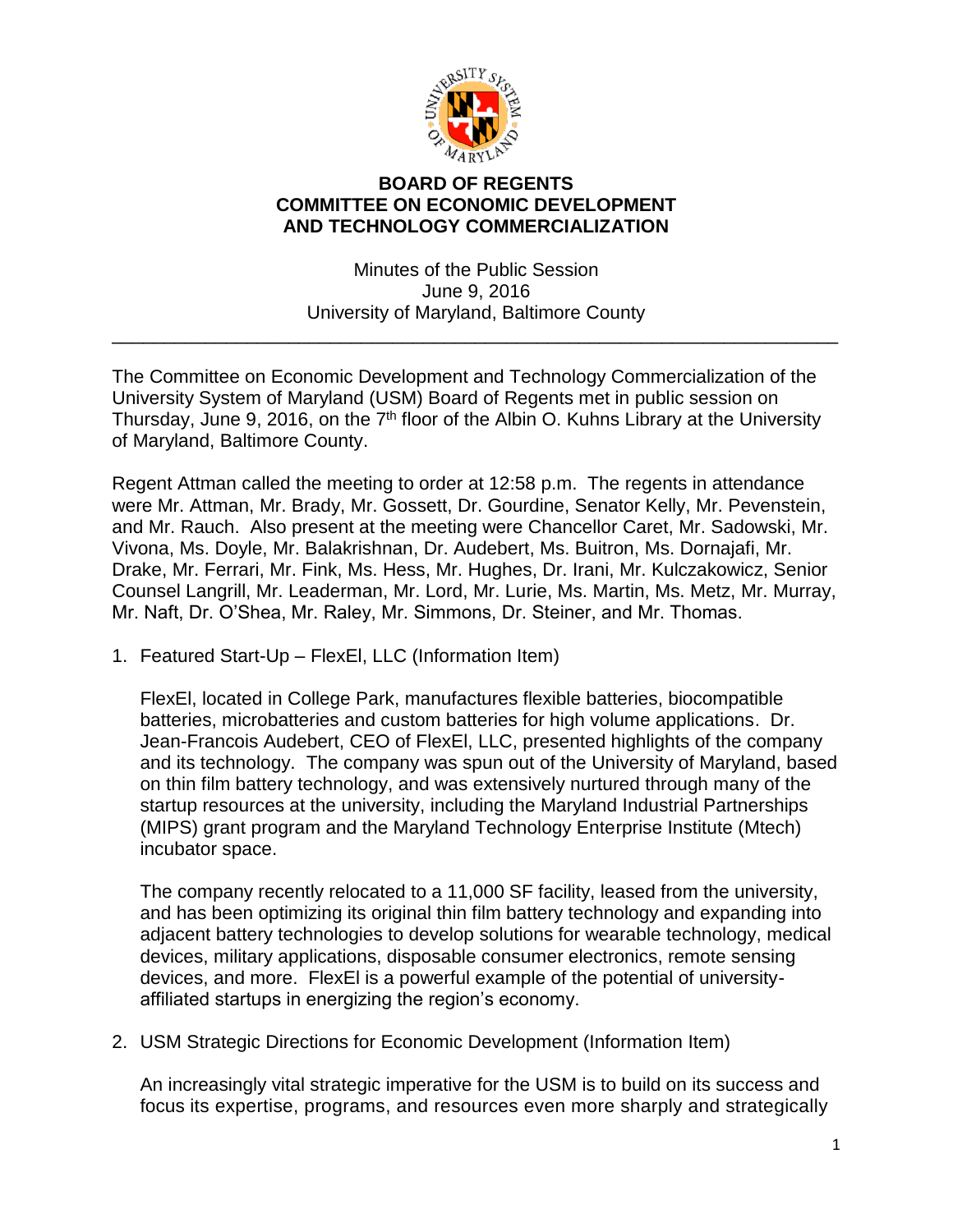**BOARD OF REGENTS**
**COMMITTEE ON ECONOMIC DEVELOPMENT**
**AND TECHNOLOGY COMMERCIALIZATION**

Minutes of the Public Session
June 9, 2016
University of Maryland, Baltimore County

---

The Committee on Economic Development and Technology Commercialization of the University System of Maryland (USM) Board of Regents met in public session on Thursday, June 9, 2016, on the 7th floor of the Albin O. Kuhns Library at the University of Maryland, Baltimore County.

Regent Attman called the meeting to order at 12:58 p.m. The regents in attendance were Mr. Attman, Mr. Brady, Mr. Gossett, Dr. Gourdine, Senator Kelly, Mr. Pevenstein, and Mr. Rauch. Also present at the meeting were Chancellor Caret, Mr. Sadowski, Mr. Vivona, Ms. Doyle, Mr. Balakrishnan, Dr. Audebert, Ms. Buitron, Ms. Dornajafi, Mr. Drake, Mr. Ferrari, Mr. Fink, Ms. Hess, Mr. Hughes, Dr. Irani, Mr. Kulczakowicz, Senior Counsel Langrill, Mr. Leaderman, Mr. Lord, Mr. Lurie, Ms. Martin, Ms. Metz, Mr. Murray, Mr. Naft, Dr. O'Shea, Mr. Raley, Mr. Simmons, Dr. Steiner, and Mr. Thomas.

1. Featured Start-Up – FlexEl, LLC (Information Item)

   FlexEl, located in College Park, manufactures flexible batteries, biocompatible batteries, microbatteries and custom batteries for high volume applications. Dr. Jean-Francois Audebert, CEO of FlexEl, LLC, presented highlights of the company and its technology. The company was spun out of the University of Maryland, based on thin film battery technology, and was extensively nurtured through many of the startup resources at the university, including the Maryland Industrial Partnerships (MIPS) grant program and the Maryland Technology Enterprise Institute (Mtech) incubator space.

   The company recently relocated to a 11,000 SF facility, leased from the university, and has been optimizing its original thin film battery technology and expanding into adjacent battery technologies to develop solutions for wearable technology, medical devices, military applications, disposable consumer electronics, remote sensing devices, and more. FlexEl is a powerful example of the potential of university-affiliated startups in energizing the region's economy.

2. USM Strategic Directions for Economic Development (Information Item)

   An increasingly vital strategic imperative for the USM is to build on its success and focus its expertise, programs, and resources even more sharply and strategically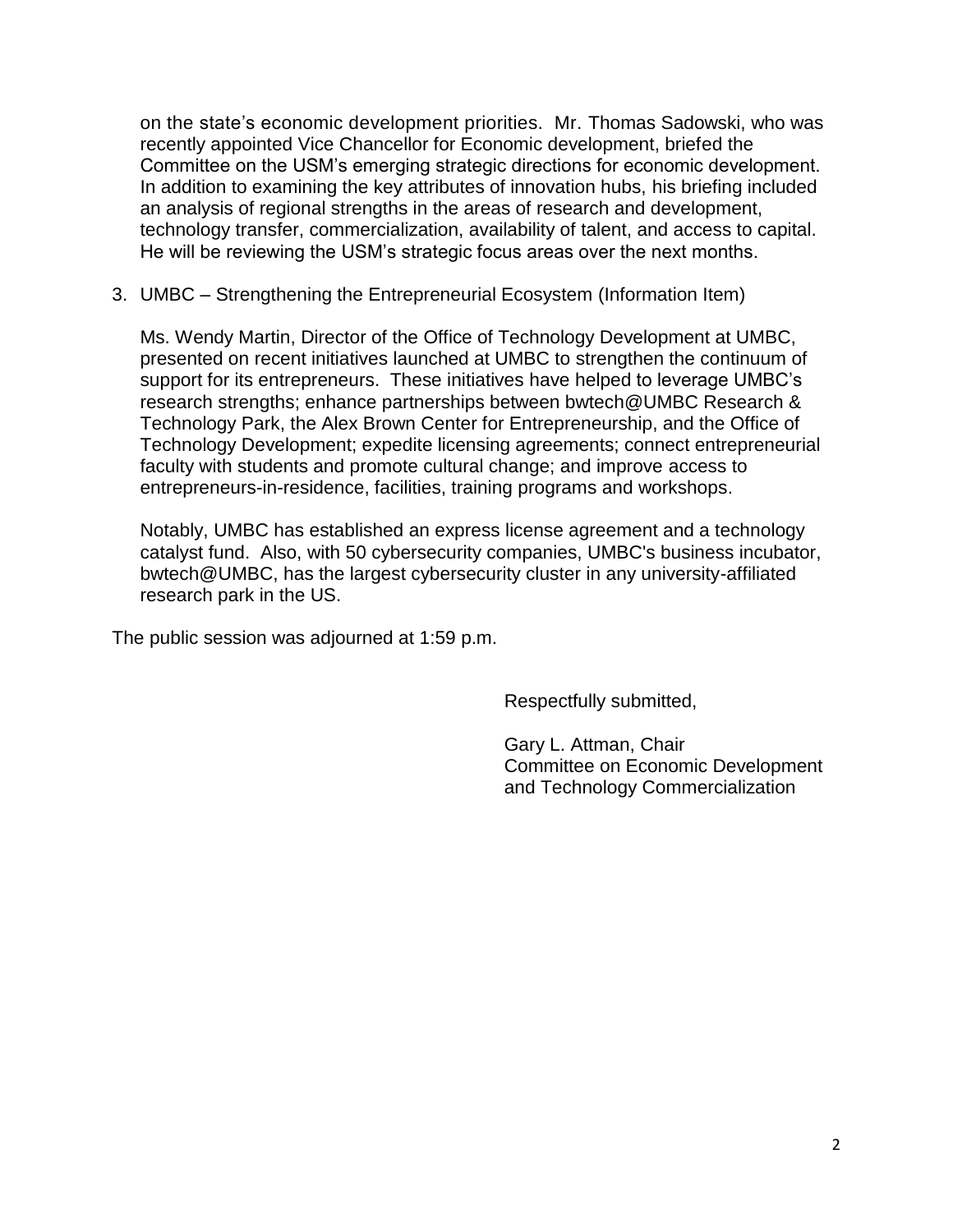on the state's economic development priorities. Mr. Thomas Sadowski, who was recently appointed Vice Chancellor for Economic development, briefed the Committee on the USM's emerging strategic directions for economic development. In addition to examining the key attributes of innovation hubs, his briefing included an analysis of regional strengths in the areas of research and development, technology transfer, commercialization, availability of talent, and access to capital. He will be reviewing the USM's strategic focus areas over the next months.

3. UMBC – Strengthening the Entrepreneurial Ecosystem (Information Item)

   Ms. Wendy Martin, Director of the Office of Technology Development at UMBC, presented on recent initiatives launched at UMBC to strengthen the continuum of support for its entrepreneurs. These initiatives have helped to leverage UMBC's research strengths; enhance partnerships between bwtech@UMBC Research & Technology Park, the Alex Brown Center for Entrepreneurship, and the Office of Technology Development; expedite licensing agreements; connect entrepreneurial faculty with students and promote cultural change; and improve access to entrepreneurs-in-residence, facilities, training programs and workshops.

   Notably, UMBC has established an express license agreement and a technology catalyst fund. Also, with 50 cybersecurity companies, UMBC's business incubator, bwtech@UMBC, has the largest cybersecurity cluster in any university-affiliated research park in the US.

The public session was adjourned at 1:59 p.m.

Respectfully submitted,

Gary L. Attman, Chair
Committee on Economic Development
and Technology Commercialization